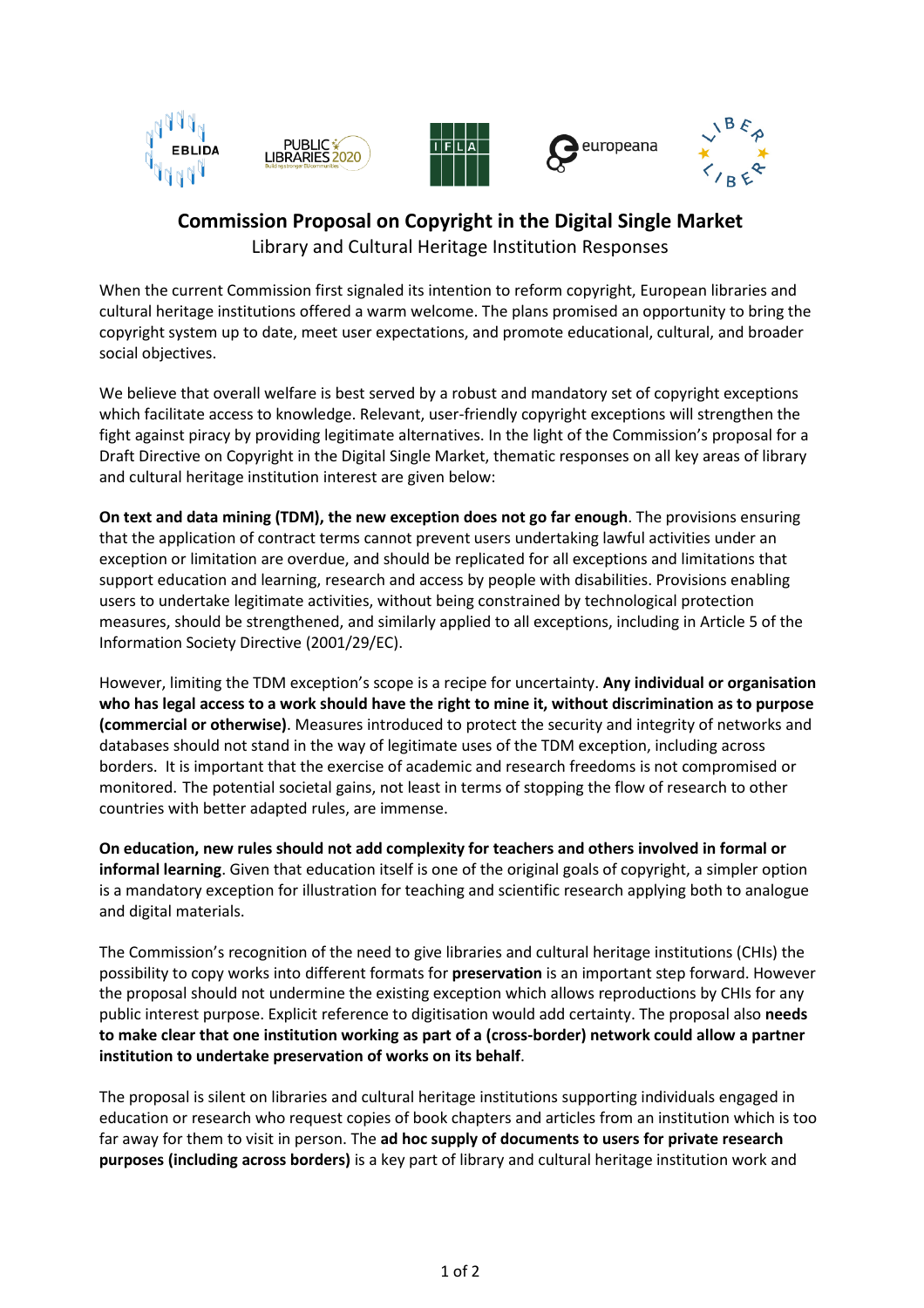# Commission Proposal on Copyright in the Digital Single Market

Library and Cultural Heritage Institution Responses

When the current Commission first signaled its intention to reform copyright, European libraries and cultural heritage institutions offered a warm welcome. The plans promised an opportunity to bring the copyright system up to date, meet user expectations, and promote educational, cultural, and broader social objectives.

We believe that overall welfare is best served by a robust and mandatory set of copyright exceptions which facilitate access to knowledge. Relevant, user-friendly copyright exceptions will strengthen the fight against piracy by providing legitimate alternatives. In the light of the Commission's proposal for a Draft Directive on Copyright in the Digital Single Market, thematic responses on all key areas of library and cultural heritage institution interest are given below:

**On text and data mining (TDM), the new exception does not go far enough**. The provisions ensuring that the application of contract terms cannot prevent users undertaking lawful activities under an exception or limitation are overdue, and should be replicated for all exceptions and limitations that support education and learning, research and access by people with disabilities. Provisions enabling users to undertake legitimate activities, without being constrained by technological protection measures, should be strengthened, and similarly applied to all exceptions, including in Article 5 of the Information Society Directive (2001/29/EC).

However, limiting the TDM exception's scope is a recipe for uncertainty. **Any individual or organisation who has legal access to a work should have the right to mine it, without discrimination as to purpose (commercial or otherwise)**. Measures introduced to protect the security and integrity of networks and databases should not stand in the way of legitimate uses of the TDM exception, including across borders. It is important that the exercise of academic and research freedoms is not compromised or monitored. The potential societal gains, not least in terms of stopping the flow of research to other countries with better adapted rules, are immense.

**On education, new rules should not add complexity for teachers and others involved in formal or informal learning**. Given that education itself is one of the original goals of copyright, a simpler option is a mandatory exception for illustration for teaching and scientific research applying both to analogue and digital materials.

The Commission's recognition of the need to give libraries and cultural heritage institutions (CHIs) the possibility to copy works into different formats for **preservation** is an important step forward. However the proposal should not undermine the existing exception which allows reproductions by CHIs for any public interest purpose. Explicit reference to digitisation would add certainty. The proposal also **needs to make clear that one institution working as part of a (cross-border) network could allow a partner institution to undertake preservation of works on its behalf**.

The proposal is silent on libraries and cultural heritage institutions supporting individuals engaged in education or research who request copies of book chapters and articles from an institution which is too far away for them to visit in person. The **ad hoc supply of documents to users for private research purposes (including across borders)** is a key part of library and cultural heritage institution work and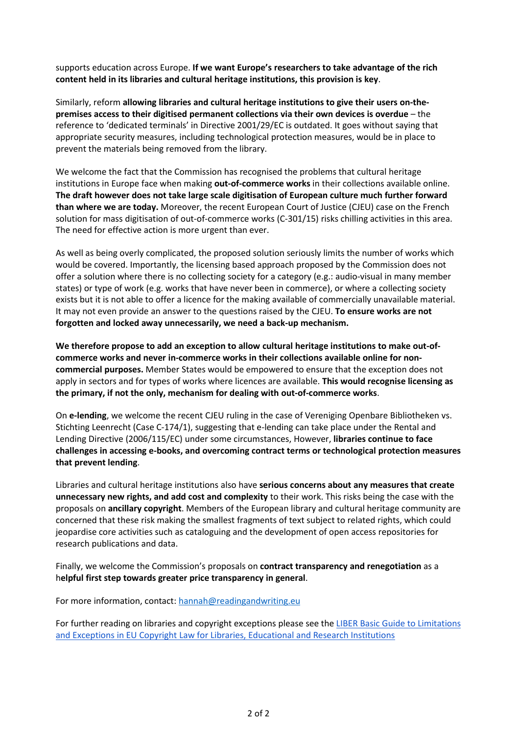supports education across Europe. **If we want Europe's researchers to take advantage of the rich content held in its libraries and cultural heritage institutions, this provision is key**.

Similarly, reform **allowing libraries and cultural heritage institutions to give their users on-the-premises access to their digitised permanent collections via their own devices is overdue** – the reference to 'dedicated terminals' in Directive 2001/29/EC is outdated. It goes without saying that appropriate security measures, including technological protection measures, would be in place to prevent the materials being removed from the library.

We welcome the fact that the Commission has recognised the problems that cultural heritage institutions in Europe face when making **out-of-commerce works** in their collections available online. **The draft however does not take large scale digitisation of European culture much further forward than where we are today.** Moreover, the recent European Court of Justice (CJEU) case on the French solution for mass digitisation of out-of-commerce works (C-301/15) risks chilling activities in this area. The need for effective action is more urgent than ever.

As well as being overly complicated, the proposed solution seriously limits the number of works which would be covered. Importantly, the licensing based approach proposed by the Commission does not offer a solution where there is no collecting society for a category (e.g.: audio-visual in many member states) or type of work (e.g. works that have never been in commerce), or where a collecting society exists but it is not able to offer a licence for the making available of commercially unavailable material. It may not even provide an answer to the questions raised by the CJEU. **To ensure works are not forgotten and locked away unnecessarily, we need a back-up mechanism.**

**We therefore propose to add an exception to allow cultural heritage institutions to make out-of-commerce works and never in-commerce works in their collections available online for non-commercial purposes.** Member States would be empowered to ensure that the exception does not apply in sectors and for types of works where licences are available. **This would recognise licensing as the primary, if not the only, mechanism for dealing with out-of-commerce works**.

On **e-lending**, we welcome the recent CJEU ruling in the case of Vereniging Openbare Bibliotheken vs. Stichting Leenrecht (Case C-174/1), suggesting that e-lending can take place under the Rental and Lending Directive (2006/115/EC) under some circumstances, However, **libraries continue to face challenges in accessing e-books, and overcoming contract terms or technological protection measures that prevent lending**.

Libraries and cultural heritage institutions also have **serious concerns about any measures that create unnecessary new rights, and add cost and complexity** to their work. This risks being the case with the proposals on **ancillary copyright**. Members of the European library and cultural heritage community are concerned that these risk making the smallest fragments of text subject to related rights, which could jeopardise core activities such as cataloguing and the development of open access repositories for research publications and data.

Finally, we welcome the Commission's proposals on **contract transparency and renegotiation** as a h**elpful first step towards greater price transparency in general**.

For more information, contact: [hannah@readingandwriting.eu](mailto:hannah@readingandwriting.eu)

For further reading on libraries and copyright exceptions please see the [LIBER Basic Guide to Limitations and Exceptions in EU Copyright Law for Libraries, Educational and Research Institutions]()